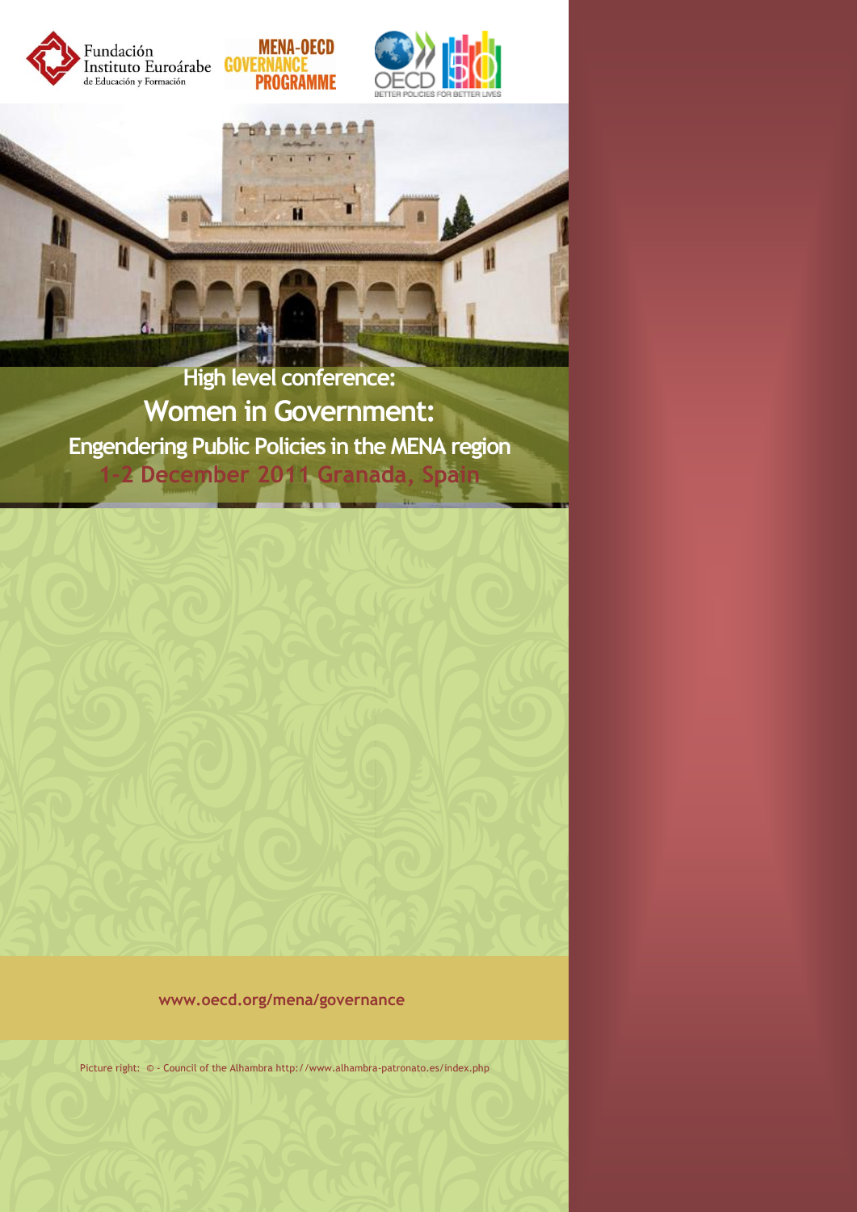Fundación Instituto Euroárabe de Educación y Formación

MENA-OECD GOVERNANCE PROGRAMME

OECD BETTER POLICIES FOR BETTER LIVES

High level conference:

# Women in Government:

## Engendering Public Policies in the MENA region

1-2 December 2011 Granada, Spain

www.oecd.org/mena/governance

Picture right: © - Council of the Alhambra http://www.alhambra-patronato.es/index.php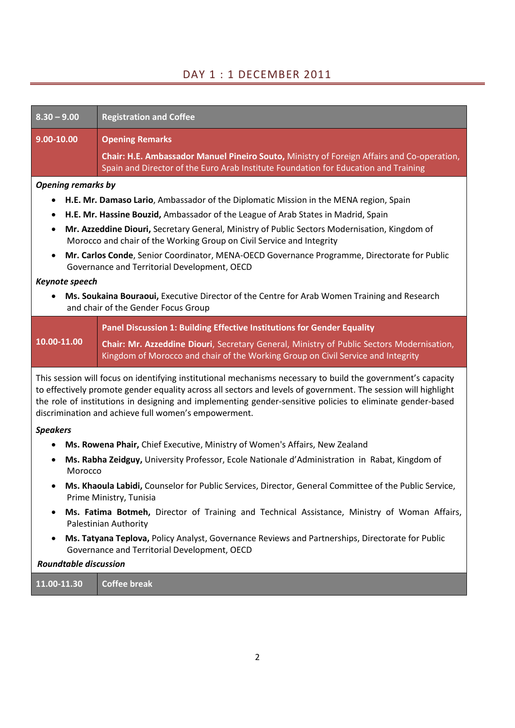## DAY 1 : 1 DECEMBER 2011

| 8.30 – 9.00 | **Registration and Coffee** |
|---|---|
| 9.00-10.00 | **Opening Remarks**<br>**Chair: H.E. Ambassador Manuel Pineiro Souto,** Ministry of Foreign Affairs and Co-operation, Spain and Director of the Euro Arab Institute Foundation for Education and Training |

***Opening remarks by***

- **H.E. Mr. Damaso Lario**, Ambassador of the Diplomatic Mission in the MENA region, Spain
- **H.E. Mr. Hassine Bouzid,** Ambassador of the League of Arab States in Madrid, Spain
- **Mr. Azzeddine Diouri,** Secretary General, Ministry of Public Sectors Modernisation, Kingdom of Morocco and chair of the Working Group on Civil Service and Integrity
- **Mr. Carlos Conde**, Senior Coordinator, MENA-OECD Governance Programme, Directorate for Public Governance and Territorial Development, OECD

***Keynote speech***

- **Ms. Soukaina Bouraoui,** Executive Director of the Centre for Arab Women Training and Research and chair of the Gender Focus Group

| 10.00-11.00 | **Panel Discussion 1: Building Effective Institutions for Gender Equality**<br>**Chair: Mr. Azzeddine Diouri**, Secretary General, Ministry of Public Sectors Modernisation, Kingdom of Morocco and chair of the Working Group on Civil Service and Integrity |
|---|---|

This session will focus on identifying institutional mechanisms necessary to build the government's capacity to effectively promote gender equality across all sectors and levels of government. The session will highlight the role of institutions in designing and implementing gender-sensitive policies to eliminate gender-based discrimination and achieve full women's empowerment.

***Speakers***

- **Ms. Rowena Phair,** Chief Executive, Ministry of Women's Affairs, New Zealand
- **Ms. Rabha Zeidguy,** University Professor, Ecole Nationale d'Administration in Rabat, Kingdom of Morocco
- **Ms. Khaoula Labidi,** Counselor for Public Services, Director, General Committee of the Public Service, Prime Ministry, Tunisia
- **Ms. Fatima Botmeh,** Director of Training and Technical Assistance, Ministry of Woman Affairs, Palestinian Authority
- **Ms. Tatyana Teplova,** Policy Analyst, Governance Reviews and Partnerships, Directorate for Public Governance and Territorial Development, OECD

***Roundtable discussion***

| 11.00-11.30 | **Coffee break** |
|---|---|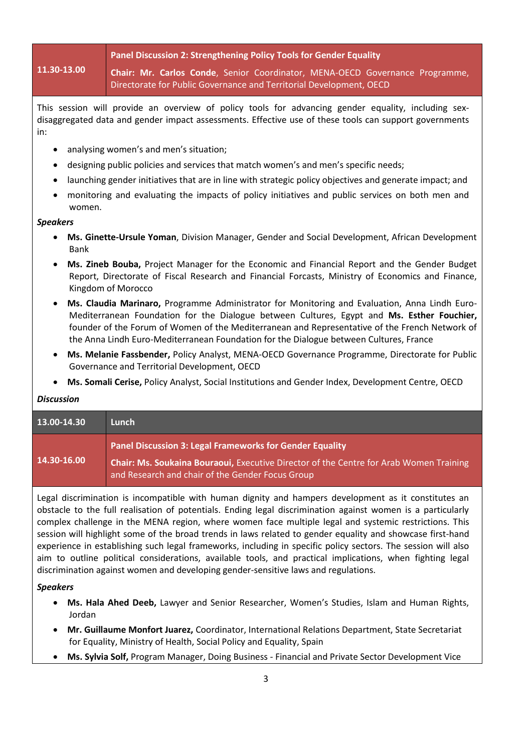| 11.30-13.00 | **Panel Discussion 2: Strengthening Policy Tools for Gender Equality**<br><br>**Chair: Mr. Carlos Conde**, Senior Coordinator, MENA-OECD Governance Programme, Directorate for Public Governance and Territorial Development, OECD |
|---|---|

This session will provide an overview of policy tools for advancing gender equality, including sex-disaggregated data and gender impact assessments. Effective use of these tools can support governments in:

- analysing women's and men's situation;
- designing public policies and services that match women's and men's specific needs;
- launching gender initiatives that are in line with strategic policy objectives and generate impact; and
- monitoring and evaluating the impacts of policy initiatives and public services on both men and women.

***Speakers***

- **Ms. Ginette-Ursule Yoman**, Division Manager, Gender and Social Development, African Development Bank
- **Ms. Zineb Bouba,** Project Manager for the Economic and Financial Report and the Gender Budget Report, Directorate of Fiscal Research and Financial Forcasts, Ministry of Economics and Finance, Kingdom of Morocco
- **Ms. Claudia Marinaro,** Programme Administrator for Monitoring and Evaluation, Anna Lindh Euro-Mediterranean Foundation for the Dialogue between Cultures, Egypt and **Ms. Esther Fouchier,** founder of the Forum of Women of the Mediterranean and Representative of the French Network of the Anna Lindh Euro-Mediterranean Foundation for the Dialogue between Cultures, France
- **Ms. Melanie Fassbender,** Policy Analyst, MENA-OECD Governance Programme, Directorate for Public Governance and Territorial Development, OECD
- **Ms. Somali Cerise,** Policy Analyst, Social Institutions and Gender Index, Development Centre, OECD

***Discussion***

| 13.00-14.30 | **Lunch** |
|---|---|
| 14.30-16.00 | **Panel Discussion 3: Legal Frameworks for Gender Equality**<br><br>**Chair: Ms. Soukaina Bouraoui,** Executive Director of the Centre for Arab Women Training and Research and chair of the Gender Focus Group |

Legal discrimination is incompatible with human dignity and hampers development as it constitutes an obstacle to the full realisation of potentials. Ending legal discrimination against women is a particularly complex challenge in the MENA region, where women face multiple legal and systemic restrictions. This session will highlight some of the broad trends in laws related to gender equality and showcase first-hand experience in establishing such legal frameworks, including in specific policy sectors. The session will also aim to outline political considerations, available tools, and practical implications, when fighting legal discrimination against women and developing gender-sensitive laws and regulations.

***Speakers***

- **Ms. Hala Ahed Deeb,** Lawyer and Senior Researcher, Women's Studies, Islam and Human Rights, Jordan
- **Mr. Guillaume Monfort Juarez,** Coordinator, International Relations Department, State Secretariat for Equality, Ministry of Health, Social Policy and Equality, Spain
- **Ms. Sylvia Solf,** Program Manager, Doing Business - Financial and Private Sector Development Vice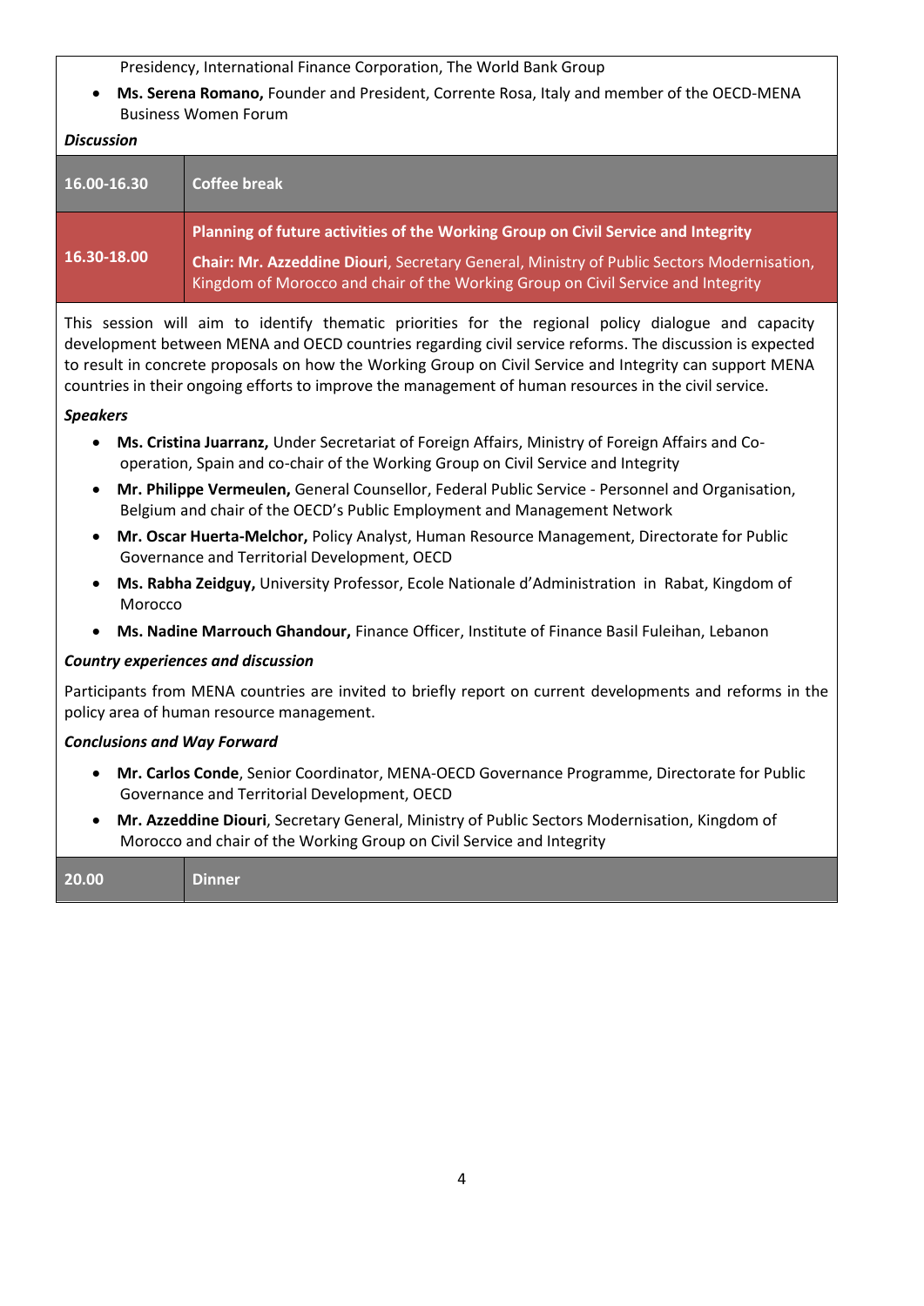Presidency, International Finance Corporation, The World Bank Group

- **Ms. Serena Romano,** Founder and President, Corrente Rosa, Italy and member of the OECD-MENA Business Women Forum

***Discussion***

| **16.00-16.30** | **Coffee break** |
|---|---|
| **16.30-18.00** | **Planning of future activities of the Working Group on Civil Service and Integrity**<br><br>**Chair: Mr. Azzeddine Diouri**, Secretary General, Ministry of Public Sectors Modernisation, Kingdom of Morocco and chair of the Working Group on Civil Service and Integrity |

This session will aim to identify thematic priorities for the regional policy dialogue and capacity development between MENA and OECD countries regarding civil service reforms. The discussion is expected to result in concrete proposals on how the Working Group on Civil Service and Integrity can support MENA countries in their ongoing efforts to improve the management of human resources in the civil service.

***Speakers***

- **Ms. Cristina Juarranz,** Under Secretariat of Foreign Affairs, Ministry of Foreign Affairs and Co-operation, Spain and co-chair of the Working Group on Civil Service and Integrity
- **Mr. Philippe Vermeulen,** General Counsellor, Federal Public Service - Personnel and Organisation, Belgium and chair of the OECD's Public Employment and Management Network
- **Mr. Oscar Huerta-Melchor,** Policy Analyst, Human Resource Management, Directorate for Public Governance and Territorial Development, OECD
- **Ms. Rabha Zeidguy,** University Professor, Ecole Nationale d'Administration in Rabat, Kingdom of Morocco
- **Ms. Nadine Marrouch Ghandour,** Finance Officer, Institute of Finance Basil Fuleihan, Lebanon

***Country experiences and discussion***

Participants from MENA countries are invited to briefly report on current developments and reforms in the policy area of human resource management.

***Conclusions and Way Forward***

- **Mr. Carlos Conde**, Senior Coordinator, MENA-OECD Governance Programme, Directorate for Public Governance and Territorial Development, OECD
- **Mr. Azzeddine Diouri**, Secretary General, Ministry of Public Sectors Modernisation, Kingdom of Morocco and chair of the Working Group on Civil Service and Integrity

| **20.00** | **Dinner** |
|---|---|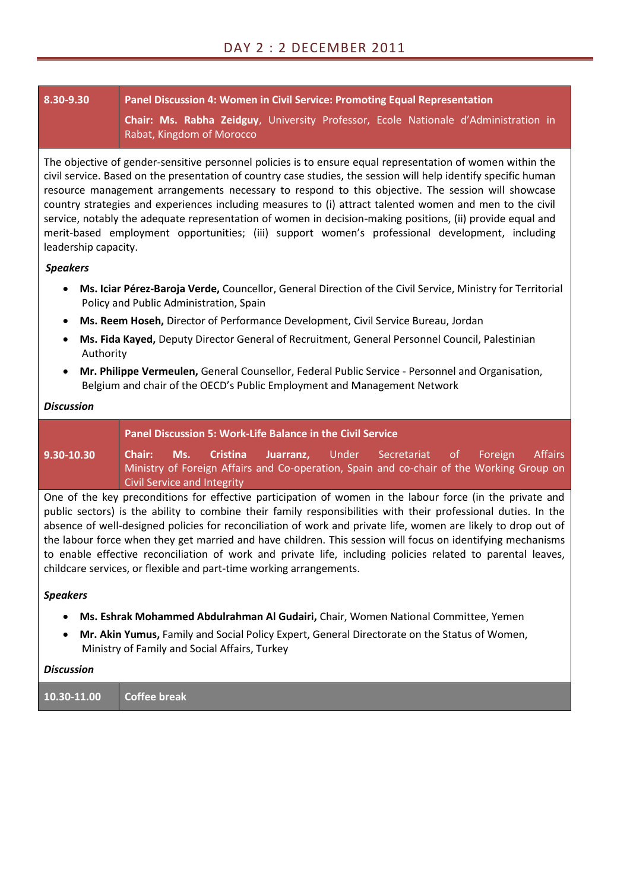## DAY 2 : 2 DECEMBER 2011

| 8.30-9.30 | **Panel Discussion 4: Women in Civil Service: Promoting Equal Representation**<br>**Chair: Ms. Rabha Zeidguy**, University Professor, Ecole Nationale d'Administration in Rabat, Kingdom of Morocco |
|---|---|

The objective of gender-sensitive personnel policies is to ensure equal representation of women within the civil service. Based on the presentation of country case studies, the session will help identify specific human resource management arrangements necessary to respond to this objective. The session will showcase country strategies and experiences including measures to (i) attract talented women and men to the civil service, notably the adequate representation of women in decision-making positions, (ii) provide equal and merit-based employment opportunities; (iii) support women's professional development, including leadership capacity.

***Speakers***

- **Ms. Iciar Pérez-Baroja Verde,** Councellor, General Direction of the Civil Service, Ministry for Territorial Policy and Public Administration, Spain
- **Ms. Reem Hoseh,** Director of Performance Development, Civil Service Bureau, Jordan
- **Ms. Fida Kayed,** Deputy Director General of Recruitment, General Personnel Council, Palestinian Authority
- **Mr. Philippe Vermeulen,** General Counsellor, Federal Public Service - Personnel and Organisation, Belgium and chair of the OECD's Public Employment and Management Network

***Discussion***

| 9.30-10.30 | **Panel Discussion 5: Work-Life Balance in the Civil Service**<br>**Chair: Ms. Cristina Juarranz,** Under Secretariat of Foreign Affairs Ministry of Foreign Affairs and Co-operation, Spain and co-chair of the Working Group on Civil Service and Integrity |
|---|---|

One of the key preconditions for effective participation of women in the labour force (in the private and public sectors) is the ability to combine their family responsibilities with their professional duties. In the absence of well-designed policies for reconciliation of work and private life, women are likely to drop out of the labour force when they get married and have children. This session will focus on identifying mechanisms to enable effective reconciliation of work and private life, including policies related to parental leaves, childcare services, or flexible and part-time working arrangements.

***Speakers***

- **Ms. Eshrak Mohammed Abdulrahman Al Gudairi,** Chair, Women National Committee, Yemen
- **Mr. Akin Yumus,** Family and Social Policy Expert, General Directorate on the Status of Women, Ministry of Family and Social Affairs, Turkey

***Discussion***

| 10.30-11.00 | **Coffee break** |
|---|---|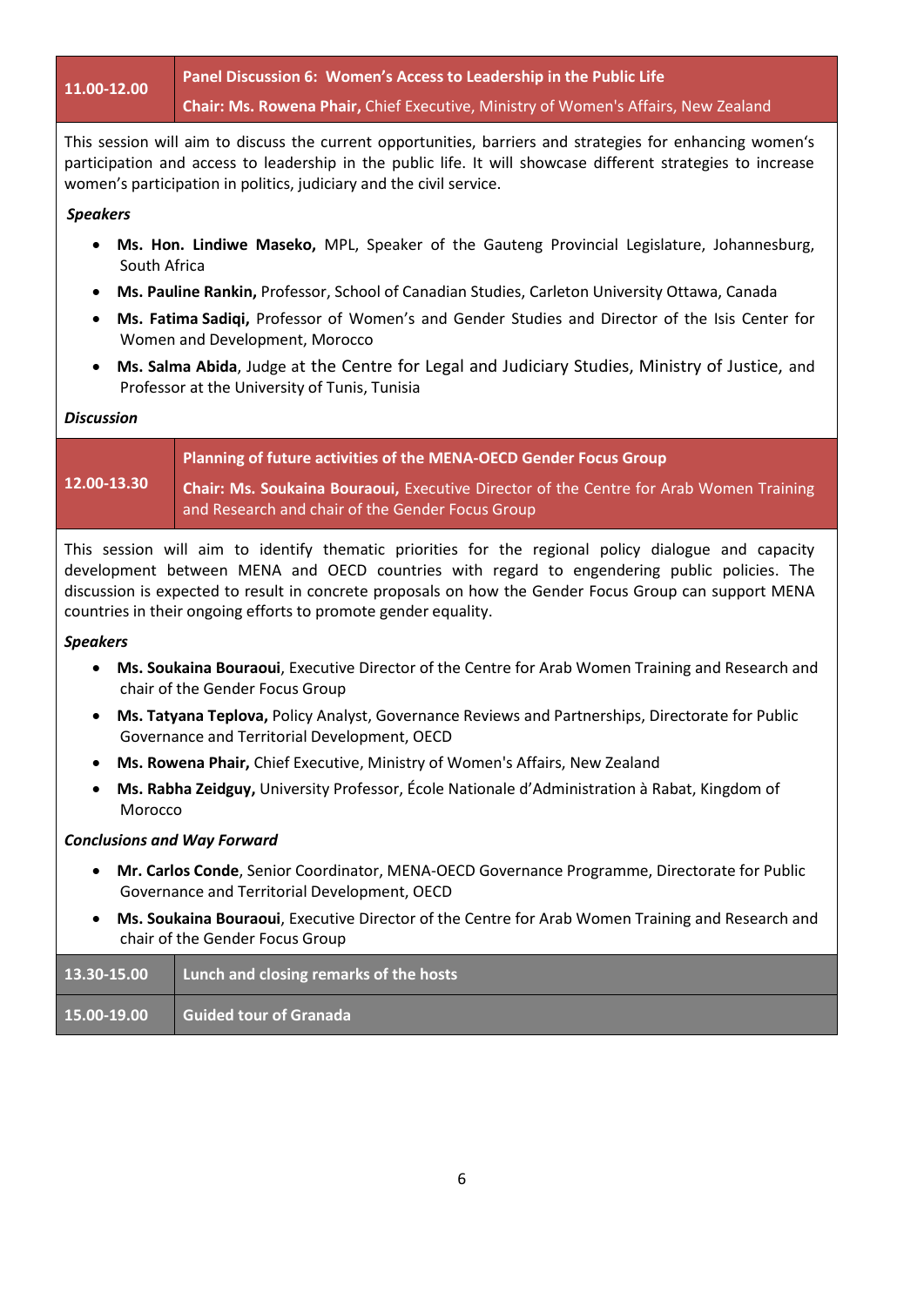| 11.00-12.00 | **Panel Discussion 6: Women's Access to Leadership in the Public Life** <br> **Chair: Ms. Rowena Phair,** Chief Executive, Ministry of Women's Affairs, New Zealand |
|---|---|

This session will aim to discuss the current opportunities, barriers and strategies for enhancing women's participation and access to leadership in the public life. It will showcase different strategies to increase women's participation in politics, judiciary and the civil service.

***Speakers***

- **Ms. Hon. Lindiwe Maseko,** MPL, Speaker of the Gauteng Provincial Legislature, Johannesburg, South Africa
- **Ms. Pauline Rankin,** Professor, School of Canadian Studies, Carleton University Ottawa, Canada
- **Ms. Fatima Sadiqi,** Professor of Women's and Gender Studies and Director of the Isis Center for Women and Development, Morocco
- **Ms. Salma Abida**, Judge at the Centre for Legal and Judiciary Studies, Ministry of Justice, and Professor at the University of Tunis, Tunisia

***Discussion***

| 12.00-13.30 | **Planning of future activities of the MENA-OECD Gender Focus Group** <br> **Chair: Ms. Soukaina Bouraoui,** Executive Director of the Centre for Arab Women Training and Research and chair of the Gender Focus Group |
|---|---|

This session will aim to identify thematic priorities for the regional policy dialogue and capacity development between MENA and OECD countries with regard to engendering public policies. The discussion is expected to result in concrete proposals on how the Gender Focus Group can support MENA countries in their ongoing efforts to promote gender equality.

***Speakers***

- **Ms. Soukaina Bouraoui**, Executive Director of the Centre for Arab Women Training and Research and chair of the Gender Focus Group
- **Ms. Tatyana Teplova,** Policy Analyst, Governance Reviews and Partnerships, Directorate for Public Governance and Territorial Development, OECD
- **Ms. Rowena Phair,** Chief Executive, Ministry of Women's Affairs, New Zealand
- **Ms. Rabha Zeidguy,** University Professor, École Nationale d'Administration à Rabat, Kingdom of Morocco

***Conclusions and Way Forward***

- **Mr. Carlos Conde**, Senior Coordinator, MENA-OECD Governance Programme, Directorate for Public Governance and Territorial Development, OECD
- **Ms. Soukaina Bouraoui**, Executive Director of the Centre for Arab Women Training and Research and chair of the Gender Focus Group

| 13.30-15.00 | **Lunch and closing remarks of the hosts** |
|---|---|
| 15.00-19.00 | **Guided tour of Granada** |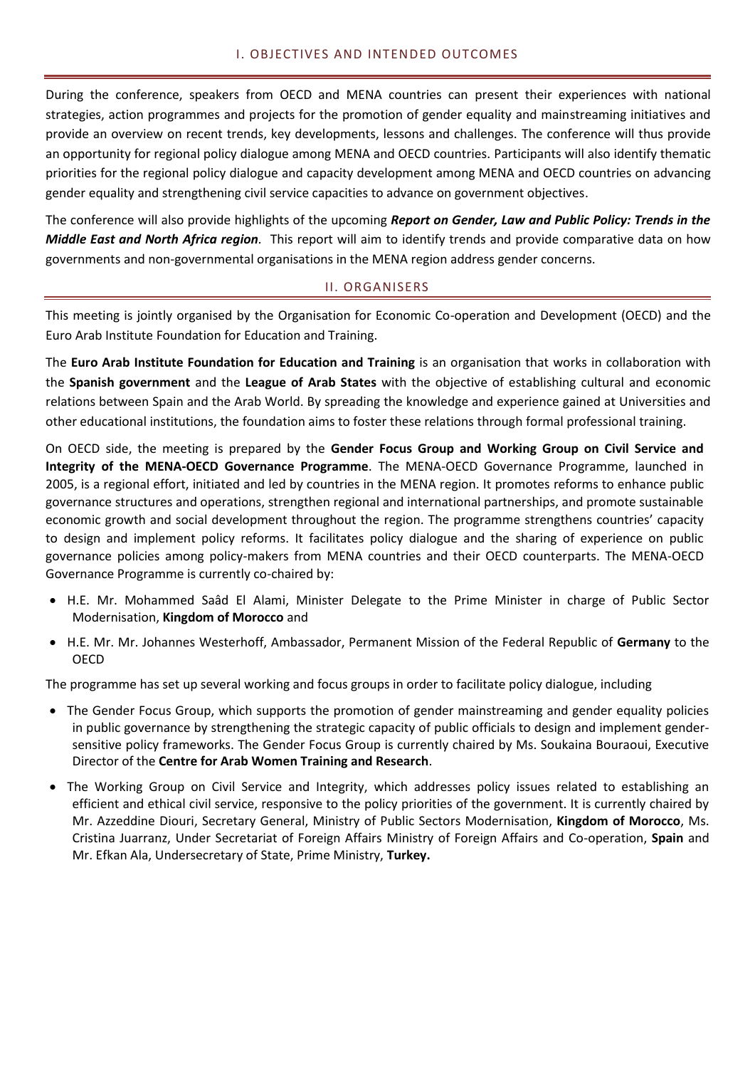## I. OBJECTIVES AND INTENDED OUTCOMES

During the conference, speakers from OECD and MENA countries can present their experiences with national strategies, action programmes and projects for the promotion of gender equality and mainstreaming initiatives and provide an overview on recent trends, key developments, lessons and challenges. The conference will thus provide an opportunity for regional policy dialogue among MENA and OECD countries. Participants will also identify thematic priorities for the regional policy dialogue and capacity development among MENA and OECD countries on advancing gender equality and strengthening civil service capacities to advance on government objectives.

The conference will also provide highlights of the upcoming ***Report on Gender, Law and Public Policy: Trends in the Middle East and North Africa region***. This report will aim to identify trends and provide comparative data on how governments and non-governmental organisations in the MENA region address gender concerns.

## II. ORGANISERS

This meeting is jointly organised by the Organisation for Economic Co-operation and Development (OECD) and the Euro Arab Institute Foundation for Education and Training.

The **Euro Arab Institute Foundation for Education and Training** is an organisation that works in collaboration with the **Spanish government** and the **League of Arab States** with the objective of establishing cultural and economic relations between Spain and the Arab World. By spreading the knowledge and experience gained at Universities and other educational institutions, the foundation aims to foster these relations through formal professional training.

On OECD side, the meeting is prepared by the **Gender Focus Group and Working Group on Civil Service and Integrity of the MENA-OECD Governance Programme**. The MENA-OECD Governance Programme, launched in 2005, is a regional effort, initiated and led by countries in the MENA region. It promotes reforms to enhance public governance structures and operations, strengthen regional and international partnerships, and promote sustainable economic growth and social development throughout the region. The programme strengthens countries' capacity to design and implement policy reforms. It facilitates policy dialogue and the sharing of experience on public governance policies among policy-makers from MENA countries and their OECD counterparts. The MENA-OECD Governance Programme is currently co-chaired by:

- H.E. Mr. Mohammed Saâd El Alami, Minister Delegate to the Prime Minister in charge of Public Sector Modernisation, **Kingdom of Morocco** and
- H.E. Mr. Mr. Johannes Westerhoff, Ambassador, Permanent Mission of the Federal Republic of **Germany** to the OECD

The programme has set up several working and focus groups in order to facilitate policy dialogue, including

- The Gender Focus Group, which supports the promotion of gender mainstreaming and gender equality policies in public governance by strengthening the strategic capacity of public officials to design and implement gender-sensitive policy frameworks. The Gender Focus Group is currently chaired by Ms. Soukaina Bouraoui, Executive Director of the **Centre for Arab Women Training and Research**.
- The Working Group on Civil Service and Integrity, which addresses policy issues related to establishing an efficient and ethical civil service, responsive to the policy priorities of the government. It is currently chaired by Mr. Azzeddine Diouri, Secretary General, Ministry of Public Sectors Modernisation, **Kingdom of Morocco**, Ms. Cristina Juarranz, Under Secretariat of Foreign Affairs Ministry of Foreign Affairs and Co-operation, **Spain** and Mr. Efkan Ala, Undersecretary of State, Prime Ministry, **Turkey.**